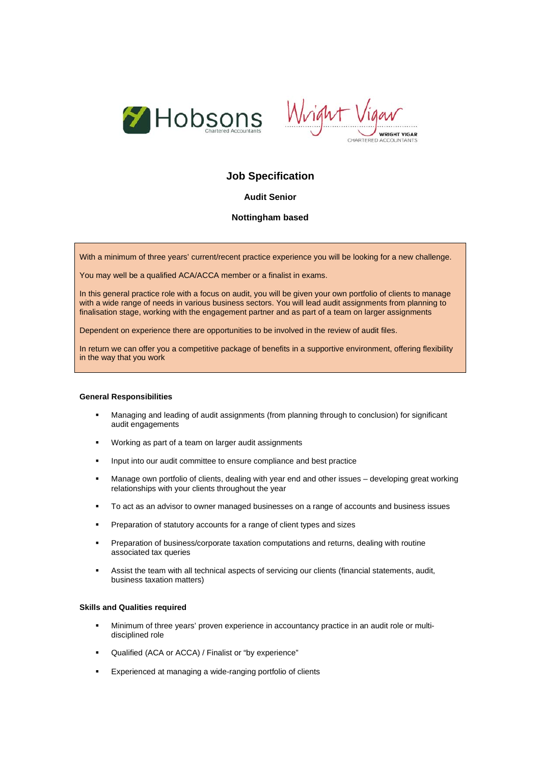Hobsons Chartered Accountants | Wright Vigar Chartered Accountants

# Job Specification

## Audit Senior

## Nottingham based

With a minimum of three years' current/recent practice experience you will be looking for a new challenge.

You may well be a qualified ACA/ACCA member or a finalist in exams.

In this general practice role with a focus on audit, you will be given your own portfolio of clients to manage with a wide range of needs in various business sectors. You will lead audit assignments from planning to finalisation stage, working with the engagement partner and as part of a team on larger assignments

Dependent on experience there are opportunities to be involved in the review of audit files.

In return we can offer you a competitive package of benefits in a supportive environment, offering flexibility in the way that you work

**General Responsibilities**

- Managing and leading of audit assignments (from planning through to conclusion) for significant audit engagements
- Working as part of a team on larger audit assignments
- Input into our audit committee to ensure compliance and best practice
- Manage own portfolio of clients, dealing with year end and other issues – developing great working relationships with your clients throughout the year
- To act as an advisor to owner managed businesses on a range of accounts and business issues
- Preparation of statutory accounts for a range of client types and sizes
- Preparation of business/corporate taxation computations and returns, dealing with routine associated tax queries
- Assist the team with all technical aspects of servicing our clients (financial statements, audit, business taxation matters)

**Skills and Qualities required**

- Minimum of three years' proven experience in accountancy practice in an audit role or multi-disciplined role
- Qualified (ACA or ACCA) / Finalist or "by experience"
- Experienced at managing a wide-ranging portfolio of clients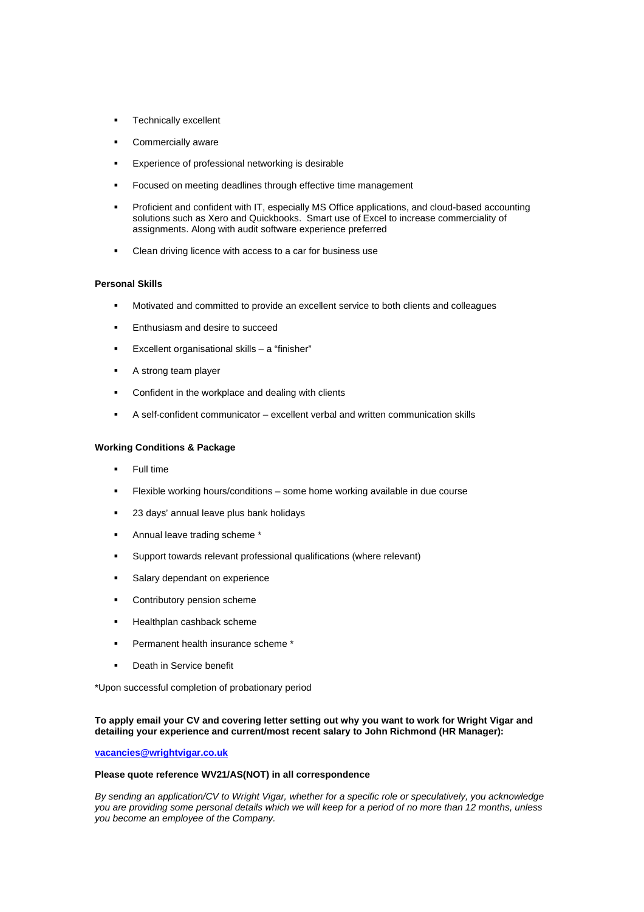- Technically excellent
- Commercially aware
- Experience of professional networking is desirable
- Focused on meeting deadlines through effective time management
- Proficient and confident with IT, especially MS Office applications, and cloud-based accounting solutions such as Xero and Quickbooks. Smart use of Excel to increase commerciality of assignments. Along with audit software experience preferred
- Clean driving licence with access to a car for business use

**Personal Skills**

- Motivated and committed to provide an excellent service to both clients and colleagues
- Enthusiasm and desire to succeed
- Excellent organisational skills – a "finisher"
- A strong team player
- Confident in the workplace and dealing with clients
- A self-confident communicator – excellent verbal and written communication skills

**Working Conditions & Package**

- Full time
- Flexible working hours/conditions – some home working available in due course
- 23 days' annual leave plus bank holidays
- Annual leave trading scheme *
- Support towards relevant professional qualifications (where relevant)
- Salary dependant on experience
- Contributory pension scheme
- Healthplan cashback scheme
- Permanent health insurance scheme *
- Death in Service benefit

*Upon successful completion of probationary period

**To apply email your CV and covering letter setting out why you want to work for Wright Vigar and detailing your experience and current/most recent salary to John Richmond (HR Manager):**

**vacancies@wrightvigar.co.uk**

**Please quote reference WV21/AS(NOT) in all correspondence**

*By sending an application/CV to Wright Vigar, whether for a specific role or speculatively, you acknowledge you are providing some personal details which we will keep for a period of no more than 12 months, unless you become an employee of the Company.*